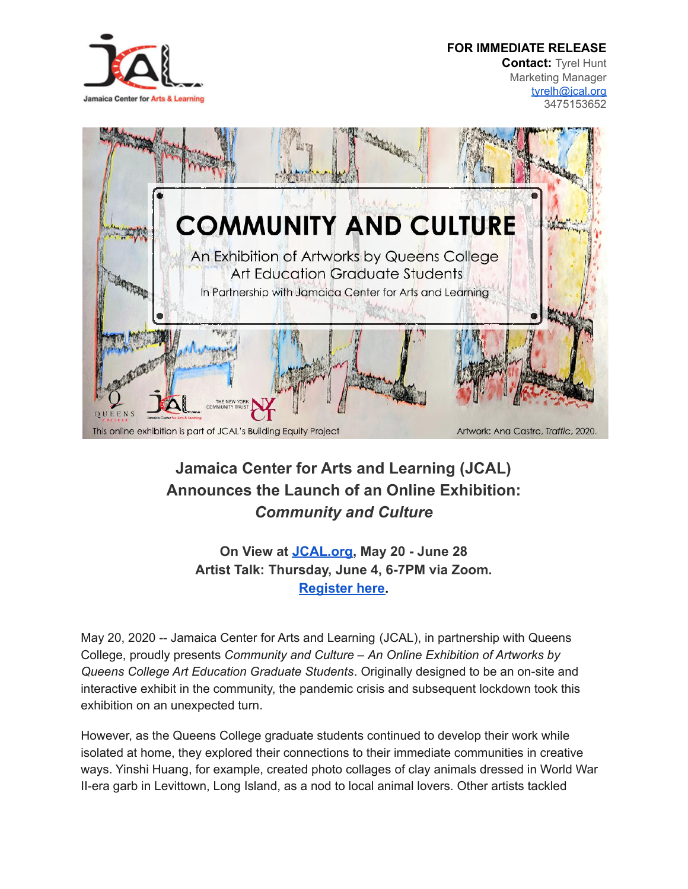Jamaica Center for Arts & Learning

**FOR IMMEDIATE RELEASE**
**Contact:** Tyrel Hunt
Marketing Manager
tyrelh@jcal.org
3475153652

COMMUNITY AND CULTURE

An Exhibition of Artworks by Queens College Art Education Graduate Students

In Partnership with Jamaica Center for Arts and Learning

This online exhibition is part of JCAL's Building Equity Project

Artwork: Ana Castro, *Traffic*, 2020.

## Jamaica Center for Arts and Learning (JCAL) Announces the Launch of an Online Exhibition: *Community and Culture*

**On View at JCAL.org, May 20 - June 28**
**Artist Talk: Thursday, June 4, 6-7PM via Zoom.**
**Register here.**

May 20, 2020 -- Jamaica Center for Arts and Learning (JCAL), in partnership with Queens College, proudly presents *Community and Culture – An Online Exhibition of Artworks by Queens College Art Education Graduate Students*. Originally designed to be an on-site and interactive exhibit in the community, the pandemic crisis and subsequent lockdown took this exhibition on an unexpected turn.

However, as the Queens College graduate students continued to develop their work while isolated at home, they explored their connections to their immediate communities in creative ways. Yinshi Huang, for example, created photo collages of clay animals dressed in World War II-era garb in Levittown, Long Island, as a nod to local animal lovers. Other artists tackled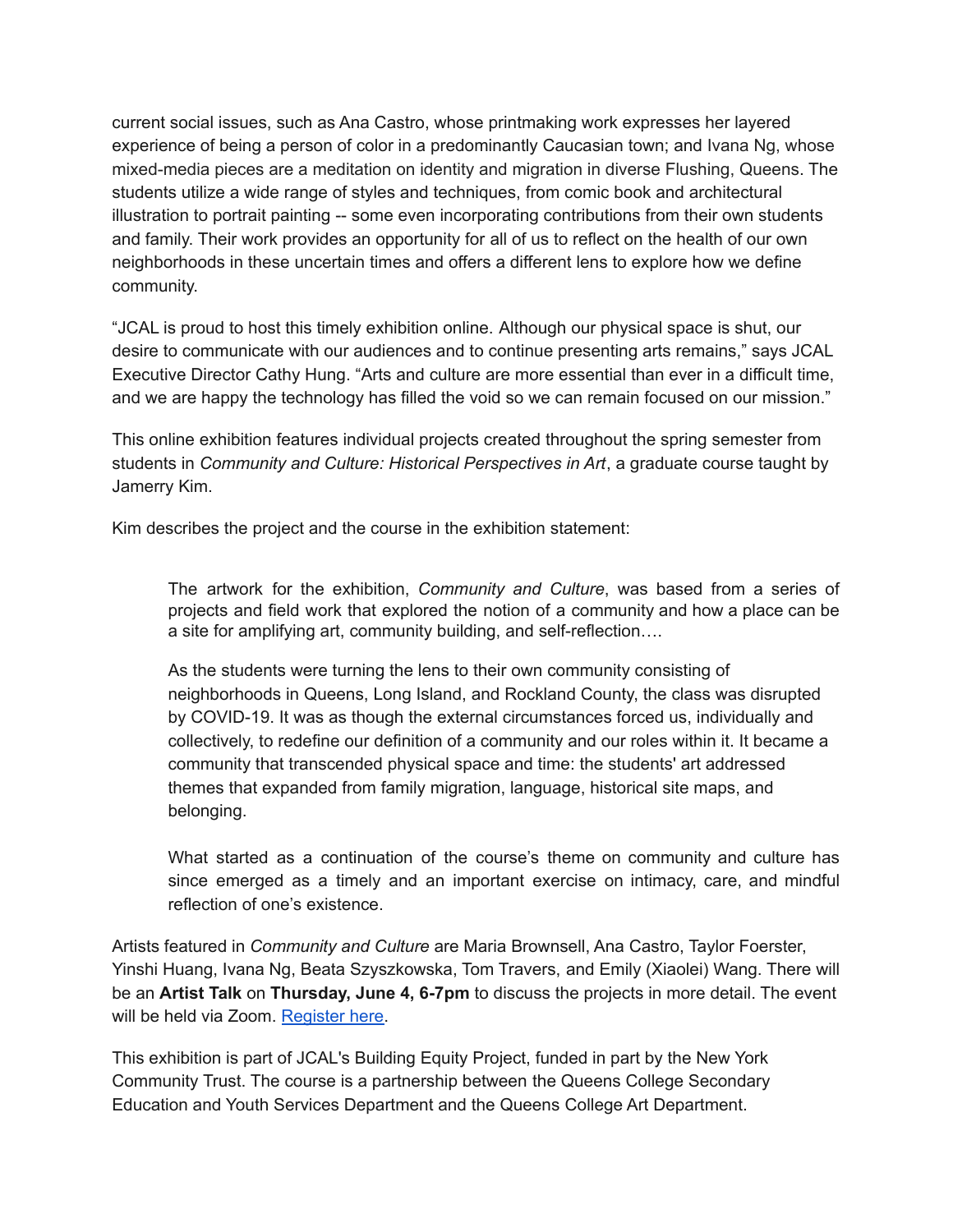current social issues, such as Ana Castro, whose printmaking work expresses her layered experience of being a person of color in a predominantly Caucasian town; and Ivana Ng, whose mixed-media pieces are a meditation on identity and migration in diverse Flushing, Queens. The students utilize a wide range of styles and techniques, from comic book and architectural illustration to portrait painting -- some even incorporating contributions from their own students and family. Their work provides an opportunity for all of us to reflect on the health of our own neighborhoods in these uncertain times and offers a different lens to explore how we define community.

"JCAL is proud to host this timely exhibition online. Although our physical space is shut, our desire to communicate with our audiences and to continue presenting arts remains," says JCAL Executive Director Cathy Hung. "Arts and culture are more essential than ever in a difficult time, and we are happy the technology has filled the void so we can remain focused on our mission."

This online exhibition features individual projects created throughout the spring semester from students in *Community and Culture: Historical Perspectives in Art*, a graduate course taught by Jamerry Kim.

Kim describes the project and the course in the exhibition statement:

> The artwork for the exhibition, *Community and Culture*, was based from a series of projects and field work that explored the notion of a community and how a place can be a site for amplifying art, community building, and self-reflection….
>
> As the students were turning the lens to their own community consisting of neighborhoods in Queens, Long Island, and Rockland County, the class was disrupted by COVID-19. It was as though the external circumstances forced us, individually and collectively, to redefine our definition of a community and our roles within it. It became a community that transcended physical space and time: the students' art addressed themes that expanded from family migration, language, historical site maps, and belonging.
>
> What started as a continuation of the course's theme on community and culture has since emerged as a timely and an important exercise on intimacy, care, and mindful reflection of one's existence.

Artists featured in *Community and Culture* are Maria Brownsell, Ana Castro, Taylor Foerster, Yinshi Huang, Ivana Ng, Beata Szyszkowska, Tom Travers, and Emily (Xiaolei) Wang. There will be an **Artist Talk** on **Thursday, June 4, 6-7pm** to discuss the projects in more detail. The event will be held via Zoom. Register here.

This exhibition is part of JCAL's Building Equity Project, funded in part by the New York Community Trust. The course is a partnership between the Queens College Secondary Education and Youth Services Department and the Queens College Art Department.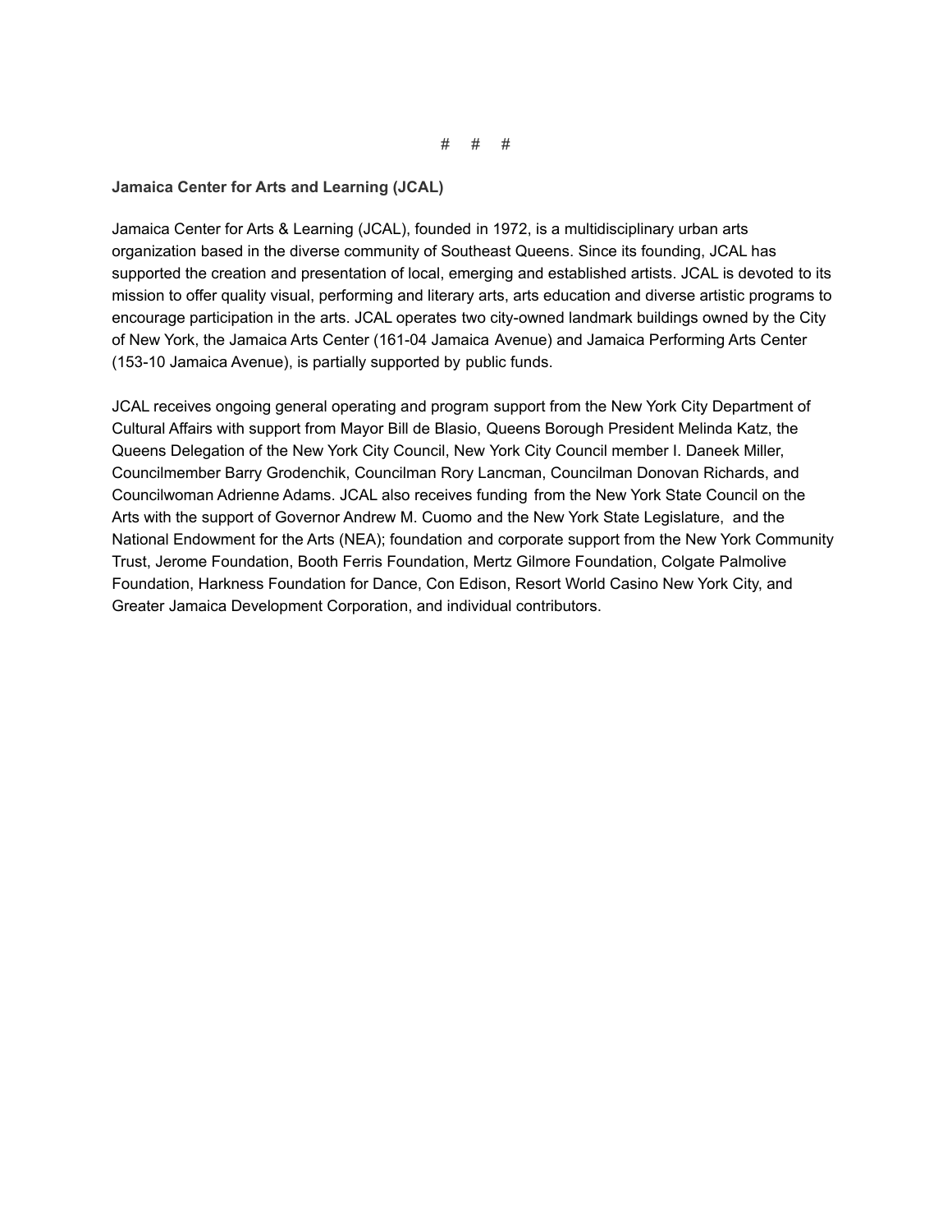#     #     #

**Jamaica Center for Arts and Learning (JCAL)**

Jamaica Center for Arts & Learning (JCAL), founded in 1972, is a multidisciplinary urban arts organization based in the diverse community of Southeast Queens. Since its founding, JCAL has supported the creation and presentation of local, emerging and established artists. JCAL is devoted to its mission to offer quality visual, performing and literary arts, arts education and diverse artistic programs to encourage participation in the arts. JCAL operates two city-owned landmark buildings owned by the City of New York, the Jamaica Arts Center (161-04 Jamaica Avenue) and Jamaica Performing Arts Center (153-10 Jamaica Avenue), is partially supported by public funds.

JCAL receives ongoing general operating and program support from the New York City Department of Cultural Affairs with support from Mayor Bill de Blasio, Queens Borough President Melinda Katz, the Queens Delegation of the New York City Council, New York City Council member I. Daneek Miller, Councilmember Barry Grodenchik, Councilman Rory Lancman, Councilman Donovan Richards, and Councilwoman Adrienne Adams. JCAL also receives funding from the New York State Council on the Arts with the support of Governor Andrew M. Cuomo and the New York State Legislature, and the National Endowment for the Arts (NEA); foundation and corporate support from the New York Community Trust, Jerome Foundation, Booth Ferris Foundation, Mertz Gilmore Foundation, Colgate Palmolive Foundation, Harkness Foundation for Dance, Con Edison, Resort World Casino New York City, and Greater Jamaica Development Corporation, and individual contributors.